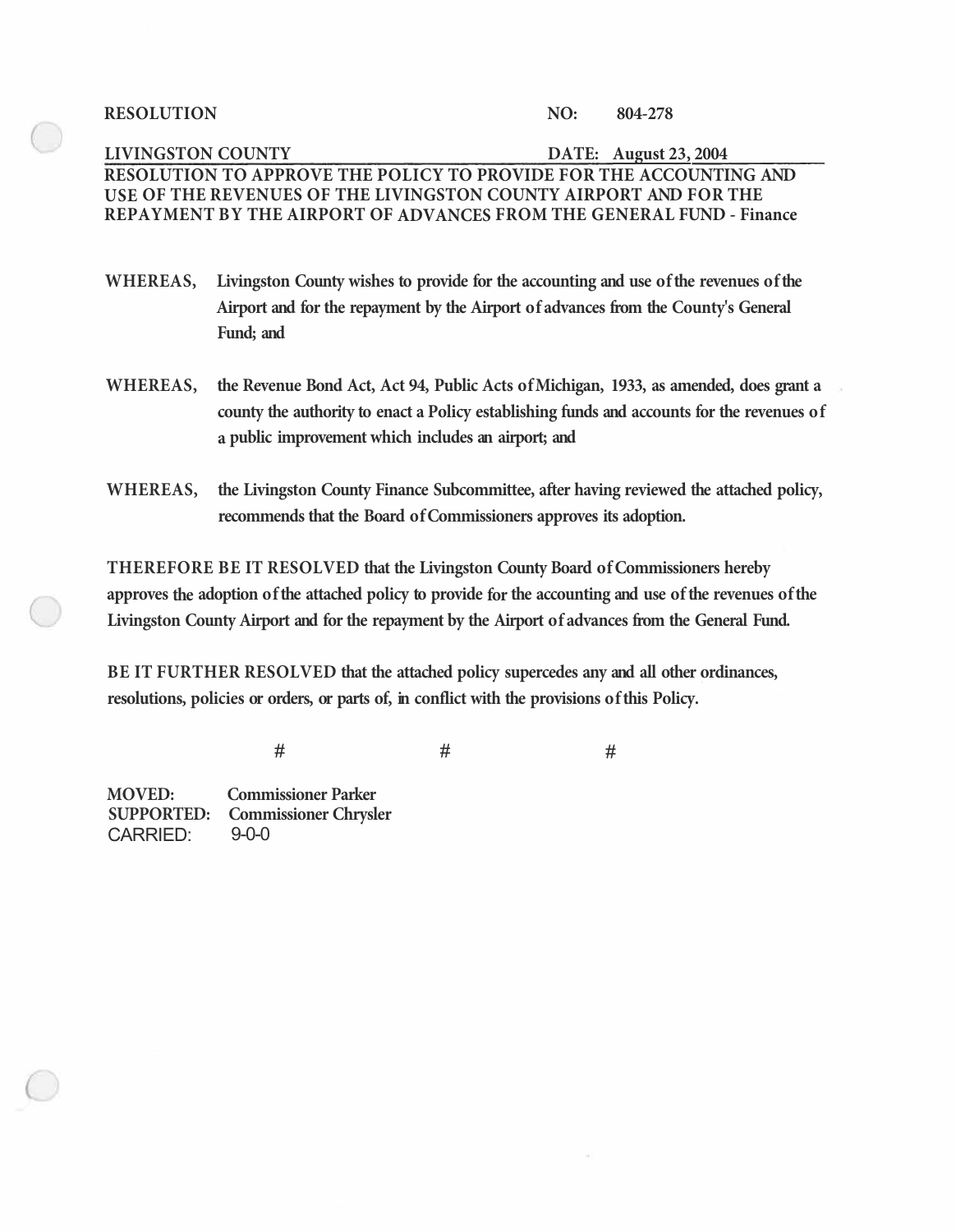**RESOLUTION** **NO: 804-278**

**LIVINGSTON COUNTY** **DATE: August 23, 2004**

**RESOLUTION TO APPROVE THE POLICY TO PROVIDE FOR THE ACCOUNTING AND USE OF THE REVENUES OF THE LIVINGSTON COUNTY AIRPORT AND FOR THE REPAYMENT BY THE AIRPORT OF ADVANCES FROM THE GENERAL FUND - Finance**

**WHEREAS,** Livingston County wishes to provide for the accounting and use of the revenues of the Airport and for the repayment by the Airport of advances from the County's General Fund; and

**WHEREAS,** the Revenue Bond Act, Act 94, Public Acts of Michigan, 1933, as amended, does grant a county the authority to enact a Policy establishing funds and accounts for the revenues of a public improvement which includes an airport; and

**WHEREAS,** the Livingston County Finance Subcommittee, after having reviewed the attached policy, recommends that the Board of Commissioners approves its adoption.

**THEREFORE BE IT RESOLVED** that the Livingston County Board of Commissioners hereby approves the adoption of the attached policy to provide for the accounting and use of the revenues of the Livingston County Airport and for the repayment by the Airport of advances from the General Fund.

**BE IT FURTHER RESOLVED** that the attached policy supercedes any and all other ordinances, resolutions, policies or orders, or parts of, in conflict with the provisions of this Policy.

# # #

**MOVED:** Commissioner Parker
**SUPPORTED:** Commissioner Chrysler
CARRIED: 9-0-0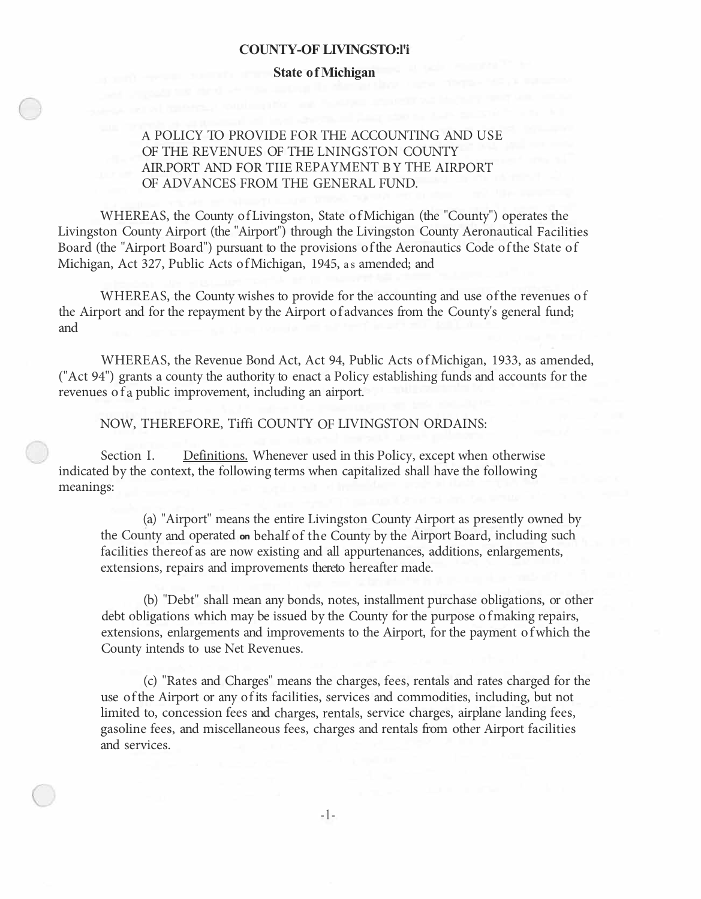**COUNTY-OF LIVINGSTO:l'i**

**State of Michigan**

A POLICY TO PROVIDE FOR THE ACCOUNTING AND USE OF THE REVENUES OF THE LNINGSTON COUNTY AIR.PORT AND FOR TIIE REPAYMENT BY THE AIRPORT OF ADVANCES FROM THE GENERAL FUND.

WHEREAS, the County of Livingston, State of Michigan (the "County") operates the Livingston County Airport (the "Airport") through the Livingston County Aeronautical Facilities Board (the "Airport Board") pursuant to the provisions of the Aeronautics Code of the State of Michigan, Act 327, Public Acts of Michigan, 1945, as amended; and

WHEREAS, the County wishes to provide for the accounting and use of the revenues of the Airport and for the repayment by the Airport of advances from the County's general fund; and

WHEREAS, the Revenue Bond Act, Act 94, Public Acts of Michigan, 1933, as amended, ("Act 94") grants a county the authority to enact a Policy establishing funds and accounts for the revenues of a public improvement, including an airport.

NOW, THEREFORE, Tiffi COUNTY OF LIVINGSTON ORDAINS:

Section I. Definitions. Whenever used in this Policy, except when otherwise indicated by the context, the following terms when capitalized shall have the following meanings:

(a) "Airport" means the entire Livingston County Airport as presently owned by the County and operated on behalf of the County by the Airport Board, including such facilities thereof as are now existing and all appurtenances, additions, enlargements, extensions, repairs and improvements thereto hereafter made.

(b) "Debt" shall mean any bonds, notes, installment purchase obligations, or other debt obligations which may be issued by the County for the purpose of making repairs, extensions, enlargements and improvements to the Airport, for the payment of which the County intends to use Net Revenues.

(c) "Rates and Charges" means the charges, fees, rentals and rates charged for the use of the Airport or any of its facilities, services and commodities, including, but not limited to, concession fees and charges, rentals, service charges, airplane landing fees, gasoline fees, and miscellaneous fees, charges and rentals from other Airport facilities and services.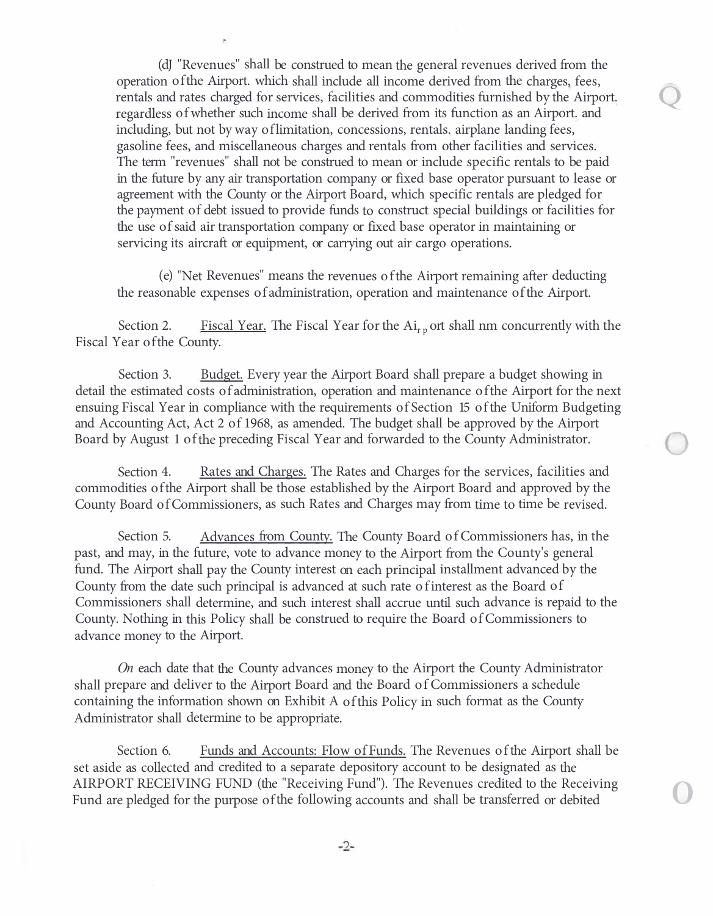(dJ "Revenues" shall be construed to mean the general revenues derived from the operation of the Airport. which shall include all income derived from the charges, fees, rentals and rates charged for services, facilities and commodities furnished by the Airport. regardless of whether such income shall be derived from its function as an Airport. and including, but not by way of limitation, concessions, rentals. airplane landing fees, gasoline fees, and miscellaneous charges and rentals from other facilities and services. The term "revenues" shall not be construed to mean or include specific rentals to be paid in the future by any air transportation company or fixed base operator pursuant to lease or agreement with the County or the Airport Board, which specific rentals are pledged for the payment of debt issued to provide funds to construct special buildings or facilities for the use of said air transportation company or fixed base operator in maintaining or servicing its aircraft or equipment, or carrying out air cargo operations.

(e) "Net Revenues" means the revenues of the Airport remaining after deducting the reasonable expenses of administration, operation and maintenance of the Airport.

Section 2. Fiscal Year. The Fiscal Year for the Airport shall nm concurrently with the Fiscal Year of the County.

Section 3. Budget. Every year the Airport Board shall prepare a budget showing in detail the estimated costs of administration, operation and maintenance of the Airport for the next ensuing Fiscal Year in compliance with the requirements of Section 15 of the Uniform Budgeting and Accounting Act, Act 2 of 1968, as amended. The budget shall be approved by the Airport Board by August 1 of the preceding Fiscal Year and forwarded to the County Administrator.

Section 4. Rates and Charges. The Rates and Charges for the services, facilities and commodities of the Airport shall be those established by the Airport Board and approved by the County Board of Commissioners, as such Rates and Charges may from time to time be revised.

Section 5. Advances from County. The County Board of Commissioners has, in the past, and may, in the future, vote to advance money to the Airport from the County's general fund. The Airport shall pay the County interest on each principal installment advanced by the County from the date such principal is advanced at such rate of interest as the Board of Commissioners shall determine, and such interest shall accrue until such advance is repaid to the County. Nothing in this Policy shall be construed to require the Board of Commissioners to advance money to the Airport.

*On* each date that the County advances money to the Airport the County Administrator shall prepare and deliver to the Airport Board and the Board of Commissioners a schedule containing the information shown on Exhibit A of this Policy in such format as the County Administrator shall determine to be appropriate.

Section 6. Funds and Accounts: Flow of Funds. The Revenues of the Airport shall be set aside as collected and credited to a separate depository account to be designated as the AIRPORT RECEIVING FUND (the "Receiving Fund"). The Revenues credited to the Receiving Fund are pledged for the purpose of the following accounts and shall be transferred or debited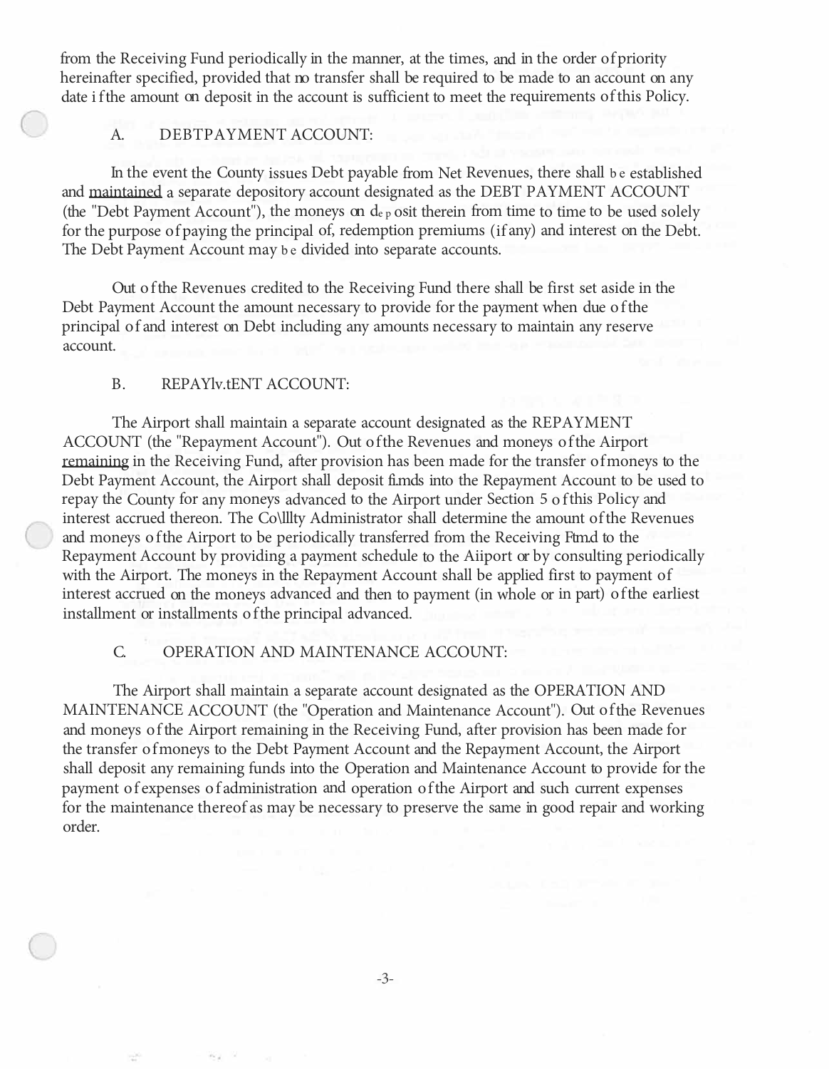from the Receiving Fund periodically in the manner, at the times, and in the order of priority hereinafter specified, provided that no transfer shall be required to be made to an account on any date if the amount on deposit in the account is sufficient to meet the requirements of this Policy.

A. DEBT PAYMENT ACCOUNT:

In the event the County issues Debt payable from Net Revenues, there shall be established and maintained a separate depository account designated as the DEBT PAYMENT ACCOUNT (the "Debt Payment Account"), the moneys on deposit therein from time to time to be used solely for the purpose of paying the principal of, redemption premiums (if any) and interest on the Debt. The Debt Payment Account may be divided into separate accounts.

Out of the Revenues credited to the Receiving Fund there shall be first set aside in the Debt Payment Account the amount necessary to provide for the payment when due of the principal of and interest on Debt including any amounts necessary to maintain any reserve account.

B. REPAYMENT ACCOUNT:

The Airport shall maintain a separate account designated as the REPAYMENT ACCOUNT (the "Repayment Account"). Out of the Revenues and moneys of the Airport remaining in the Receiving Fund, after provision has been made for the transfer of moneys to the Debt Payment Account, the Airport shall deposit funds into the Repayment Account to be used to repay the County for any moneys advanced to the Airport under Section 5 of this Policy and interest accrued thereon. The County Administrator shall determine the amount of the Revenues and moneys of the Airport to be periodically transferred from the Receiving Fund to the Repayment Account by providing a payment schedule to the Airport or by consulting periodically with the Airport. The moneys in the Repayment Account shall be applied first to payment of interest accrued on the moneys advanced and then to payment (in whole or in part) of the earliest installment or installments of the principal advanced.

C. OPERATION AND MAINTENANCE ACCOUNT:

The Airport shall maintain a separate account designated as the OPERATION AND MAINTENANCE ACCOUNT (the "Operation and Maintenance Account"). Out of the Revenues and moneys of the Airport remaining in the Receiving Fund, after provision has been made for the transfer of moneys to the Debt Payment Account and the Repayment Account, the Airport shall deposit any remaining funds into the Operation and Maintenance Account to provide for the payment of expenses of administration and operation of the Airport and such current expenses for the maintenance thereof as may be necessary to preserve the same in good repair and working order.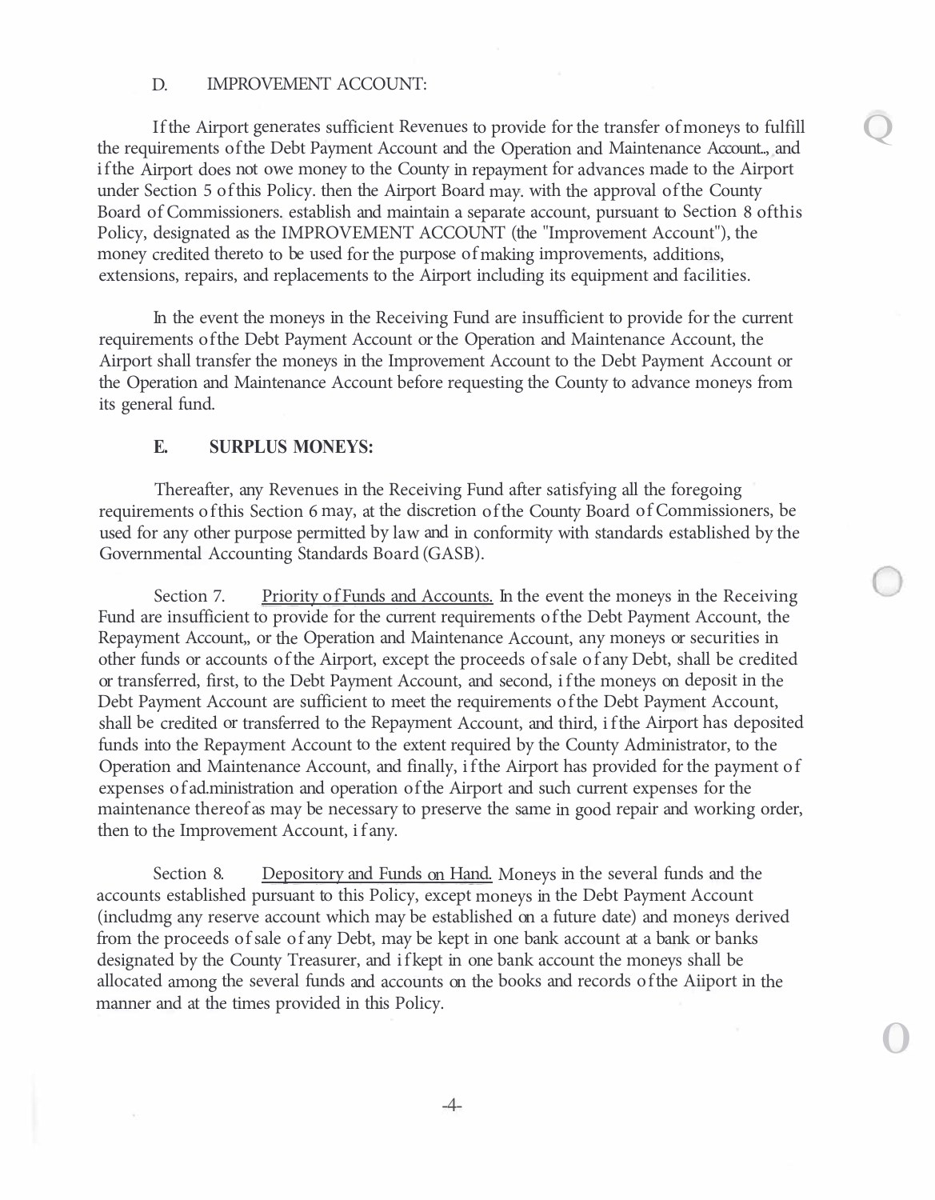D. IMPROVEMENT ACCOUNT:

If the Airport generates sufficient Revenues to provide for the transfer of moneys to fulfill the requirements of the Debt Payment Account and the Operation and Maintenance Account., and if the Airport does not owe money to the County in repayment for advances made to the Airport under Section 5 of this Policy. then the Airport Board may. with the approval of the County Board of Commissioners. establish and maintain a separate account, pursuant to Section 8 of this Policy, designated as the IMPROVEMENT ACCOUNT (the "Improvement Account"), the money credited thereto to be used for the purpose of making improvements, additions, extensions, repairs, and replacements to the Airport including its equipment and facilities.

In the event the moneys in the Receiving Fund are insufficient to provide for the current requirements of the Debt Payment Account or the Operation and Maintenance Account, the Airport shall transfer the moneys in the Improvement Account to the Debt Payment Account or the Operation and Maintenance Account before requesting the County to advance moneys from its general fund.

**E. SURPLUS MONEYS:**

Thereafter, any Revenues in the Receiving Fund after satisfying all the foregoing requirements of this Section 6 may, at the discretion of the County Board of Commissioners, be used for any other purpose permitted by law and in conformity with standards established by the Governmental Accounting Standards Board (GASB).

Section 7. Priority of Funds and Accounts. In the event the moneys in the Receiving Fund are insufficient to provide for the current requirements of the Debt Payment Account, the Repayment Account,, or the Operation and Maintenance Account, any moneys or securities in other funds or accounts of the Airport, except the proceeds of sale of any Debt, shall be credited or transferred, first, to the Debt Payment Account, and second, if the moneys on deposit in the Debt Payment Account are sufficient to meet the requirements of the Debt Payment Account, shall be credited or transferred to the Repayment Account, and third, if the Airport has deposited funds into the Repayment Account to the extent required by the County Administrator, to the Operation and Maintenance Account, and finally, if the Airport has provided for the payment of expenses of ad.ministration and operation of the Airport and such current expenses for the maintenance thereof as may be necessary to preserve the same in good repair and working order, then to the Improvement Account, if any.

Section 8. Depository and Funds on Hand. Moneys in the several funds and the accounts established pursuant to this Policy, except moneys in the Debt Payment Account (includmg any reserve account which may be established on a future date) and moneys derived from the proceeds of sale of any Debt, may be kept in one bank account at a bank or banks designated by the County Treasurer, and if kept in one bank account the moneys shall be allocated among the several funds and accounts on the books and records of the Aiiport in the manner and at the times provided in this Policy.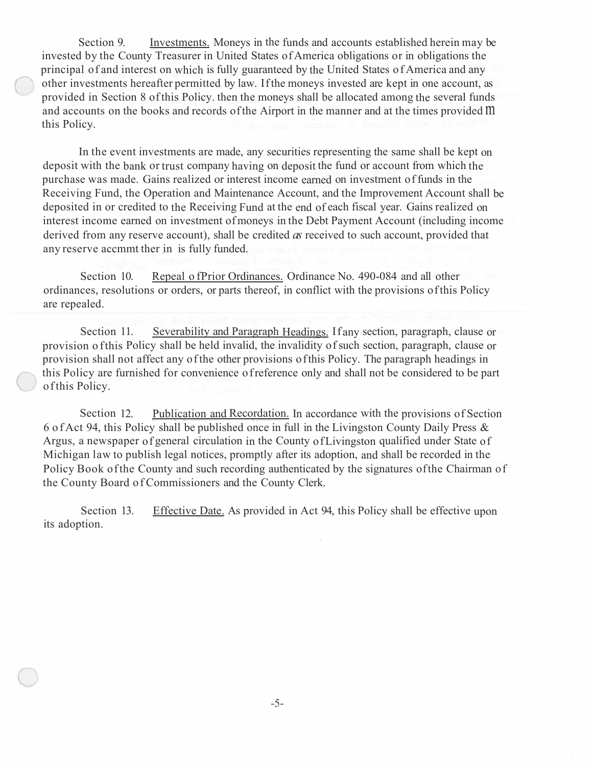Section 9. Investments. Moneys in the funds and accounts established herein may be invested by the County Treasurer in United States of America obligations or in obligations the principal of and interest on which is fully guaranteed by the United States of America and any other investments hereafter permitted by law. If the moneys invested are kept in one account, as provided in Section 8 of this Policy, then the moneys shall be allocated among the several funds and accounts on the books and records of the Airport in the manner and at the times provided in this Policy.

In the event investments are made, any securities representing the same shall be kept on deposit with the bank or trust company having on deposit the fund or account from which the purchase was made. Gains realized or interest income earned on investment of funds in the Receiving Fund, the Operation and Maintenance Account, and the Improvement Account shall be deposited in or credited to the Receiving Fund at the end of each fiscal year. Gains realized on interest income earned on investment of moneys in the Debt Payment Account (including income derived from any reserve account), shall be credited as received to such account, provided that any reserve accmmt ther in is fully funded.

Section 10. Repeal of Prior Ordinances. Ordinance No. 490-084 and all other ordinances, resolutions or orders, or parts thereof, in conflict with the provisions of this Policy are repealed.

Section 11. Severability and Paragraph Headings. If any section, paragraph, clause or provision of this Policy shall be held invalid, the invalidity of such section, paragraph, clause or provision shall not affect any of the other provisions of this Policy. The paragraph headings in this Policy are furnished for convenience of reference only and shall not be considered to be part of this Policy.

Section 12. Publication and Recordation. In accordance with the provisions of Section 6 of Act 94, this Policy shall be published once in full in the Livingston County Daily Press & Argus, a newspaper of general circulation in the County of Livingston qualified under State of Michigan law to publish legal notices, promptly after its adoption, and shall be recorded in the Policy Book of the County and such recording authenticated by the signatures of the Chairman of the County Board of Commissioners and the County Clerk.

Section 13. Effective Date. As provided in Act 94, this Policy shall be effective upon its adoption.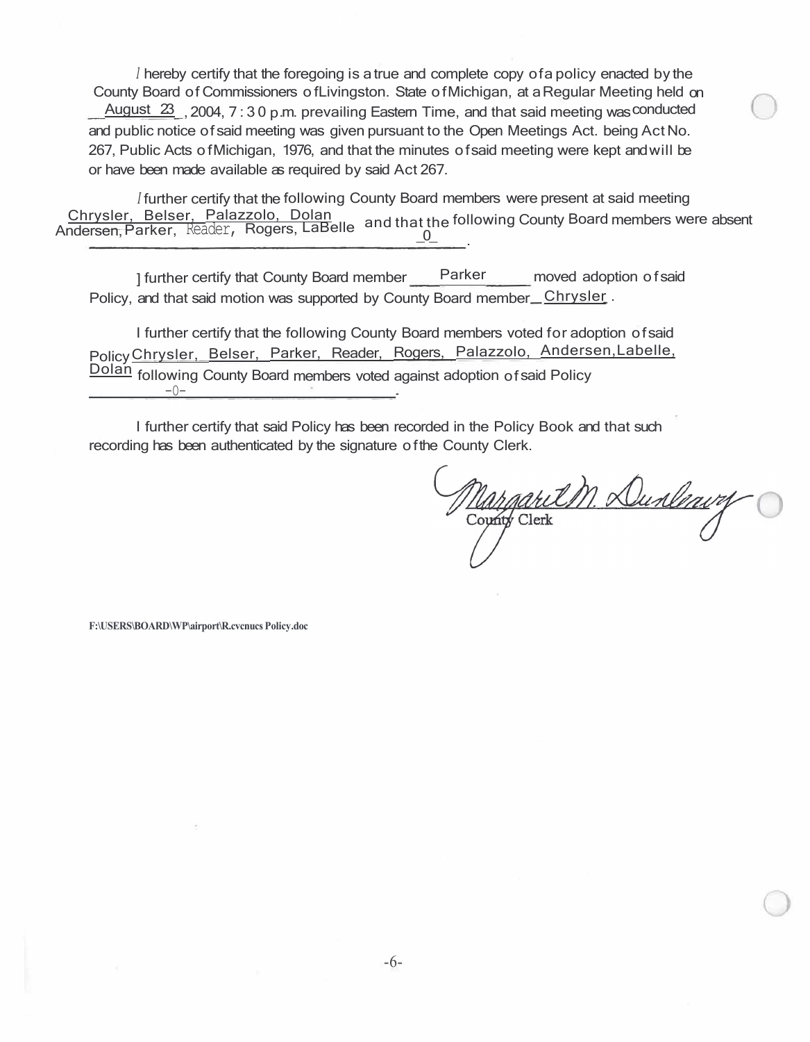I hereby certify that the foregoing is a true and complete copy of a policy enacted by the County Board of Commissioners of Livingston. State of Michigan, at a Regular Meeting held on \_\_August 23\_, 2004, 7:30 p.m. prevailing Eastern Time, and that said meeting was conducted and public notice of said meeting was given pursuant to the Open Meetings Act. being Act No. 267, Public Acts of Michigan, 1976, and that the minutes of said meeting were kept and will be or have been made available as required by said Act 267.

I further certify that the following County Board members were present at said meeting Chrysler, Belser, Palazzolo, Dolan Andersen, Parker, Reader, Rogers, LaBelle and that the following County Board members were absent \_0\_.

I further certify that County Board member \_\_\_Parker\_\_\_\_ moved adoption of said Policy, and that said motion was supported by County Board member \_Chrysler.

I further certify that the following County Board members voted for adoption of said Policy Chrysler, Belser, Parker, Reader, Rogers, Palazzolo, Andersen, Labelle, Dolan following County Board members voted against adoption of said Policy -0-.

I further certify that said Policy has been recorded in the Policy Book and that such recording has been authenticated by the signature of the County Clerk.

Margaret M. Dunleavy
County Clerk

F:\USERS\BOARD\WP\airport\R.cvcnucs Policy.doc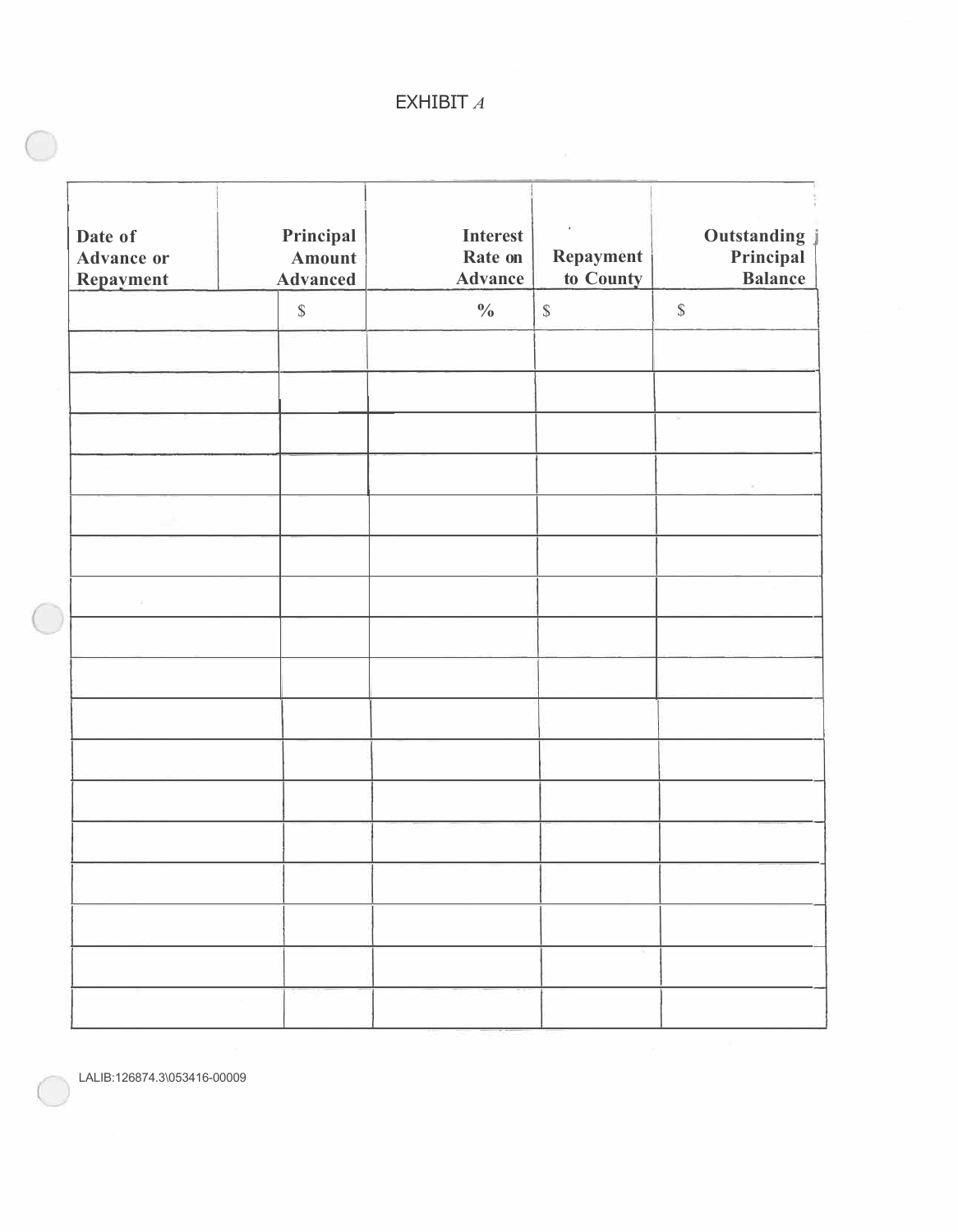# EXHIBIT *A*

| Date of Advance or Repayment | Principal Amount Advanced | Interest Rate on Advance | Repayment to County | Outstanding Principal Balance |
|---|---|---|---|---|
| | $ | % | $ | $ |
| | | | | |
| | | | | |
| | | | | |
| | | | | |
| | | | | |
| | | | | |
| | | | | |
| | | | | |
| | | | | |
| | | | | |
| | | | | |
| | | | | |
| | | | | |
| | | | | |
| | | | | |
| | | | | |
| | | | | |

LALIB:126874.3\053416-00009